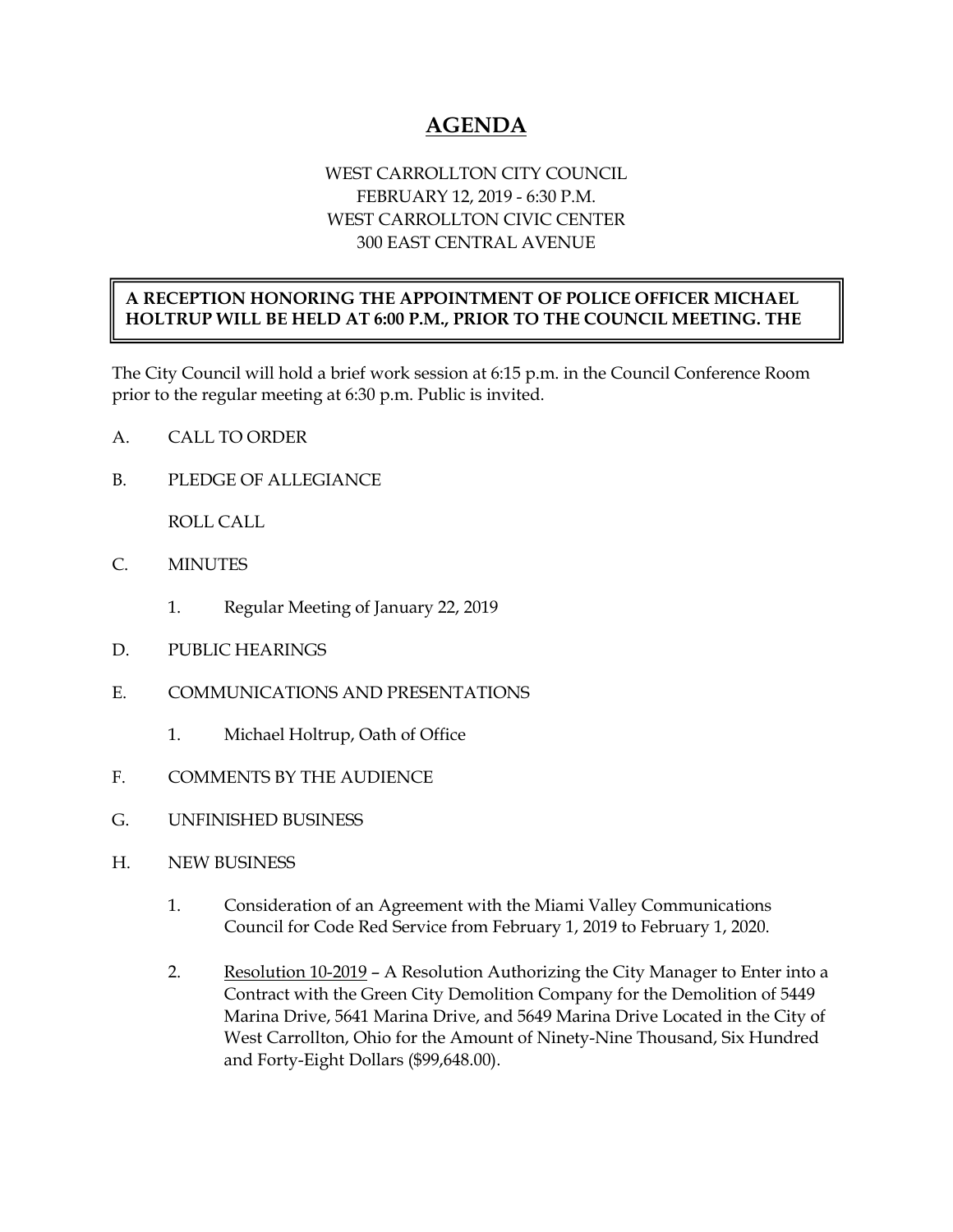# AGENDA

WEST CARROLLTON CITY COUNCIL
FEBRUARY 12, 2019 - 6:30 P.M.
WEST CARROLLTON CIVIC CENTER
300 EAST CENTRAL AVENUE

**A RECEPTION HONORING THE APPOINTMENT OF POLICE OFFICER MICHAEL HOLTRUP WILL BE HELD AT 6:00 P.M., PRIOR TO THE COUNCIL MEETING. THE**

The City Council will hold a brief work session at 6:15 p.m. in the Council Conference Room prior to the regular meeting at 6:30 p.m. Public is invited.

A. CALL TO ORDER

B. PLEDGE OF ALLEGIANCE

ROLL CALL

C. MINUTES

1. Regular Meeting of January 22, 2019

D. PUBLIC HEARINGS

E. COMMUNICATIONS AND PRESENTATIONS

1. Michael Holtrup, Oath of Office

F. COMMENTS BY THE AUDIENCE

G. UNFINISHED BUSINESS

H. NEW BUSINESS

1. Consideration of an Agreement with the Miami Valley Communications Council for Code Red Service from February 1, 2019 to February 1, 2020.

2. Resolution 10-2019 – A Resolution Authorizing the City Manager to Enter into a Contract with the Green City Demolition Company for the Demolition of 5449 Marina Drive, 5641 Marina Drive, and 5649 Marina Drive Located in the City of West Carrollton, Ohio for the Amount of Ninety-Nine Thousand, Six Hundred and Forty-Eight Dollars ($99,648.00).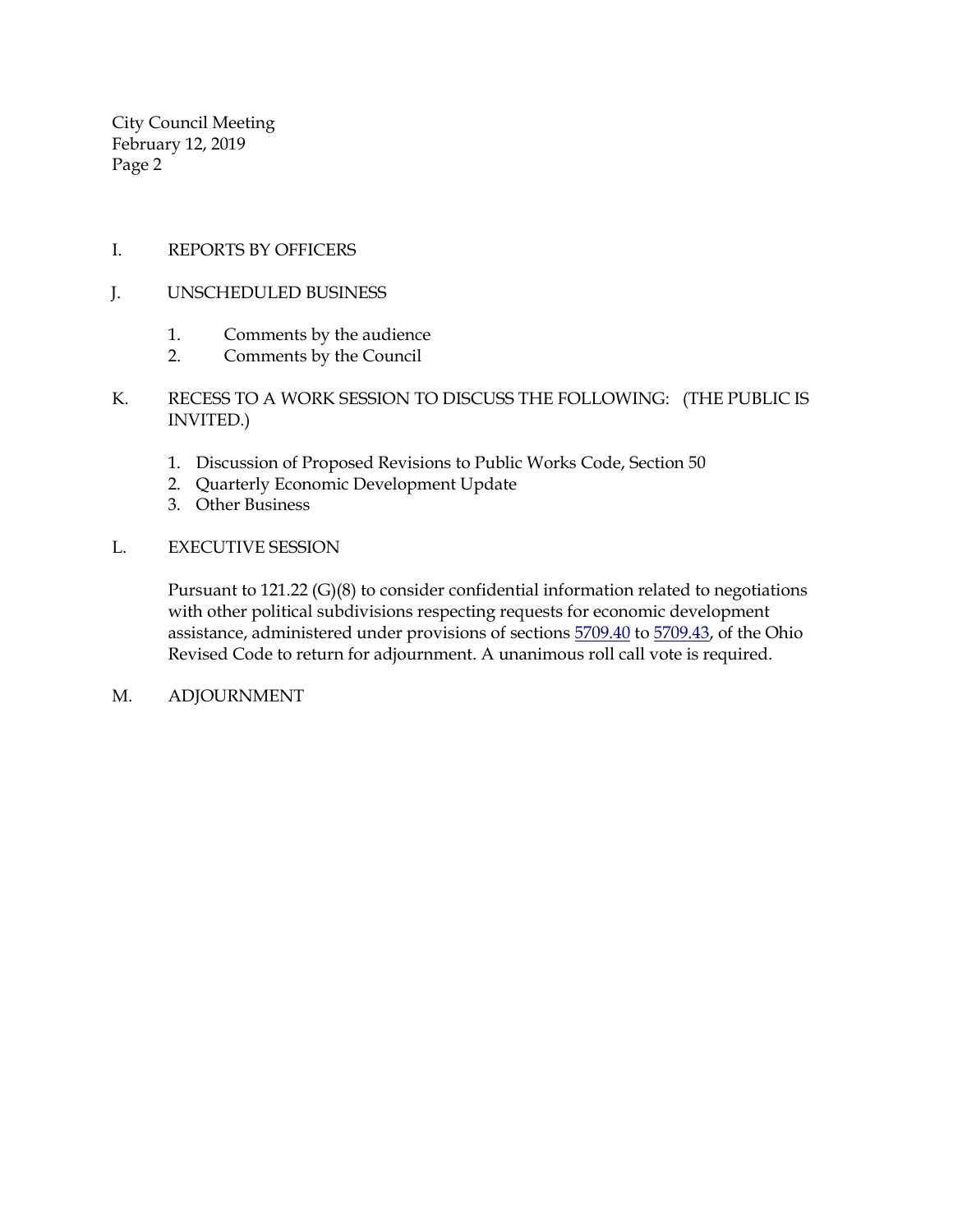City Council Meeting
February 12, 2019
Page 2

I. REPORTS BY OFFICERS

J. UNSCHEDULED BUSINESS

1. Comments by the audience
2. Comments by the Council

K. RECESS TO A WORK SESSION TO DISCUSS THE FOLLOWING: (THE PUBLIC IS INVITED.)

1. Discussion of Proposed Revisions to Public Works Code, Section 50
2. Quarterly Economic Development Update
3. Other Business

L. EXECUTIVE SESSION

Pursuant to 121.22 (G)(8) to consider confidential information related to negotiations with other political subdivisions respecting requests for economic development assistance, administered under provisions of sections 5709.40 to 5709.43, of the Ohio Revised Code to return for adjournment. A unanimous roll call vote is required.

M. ADJOURNMENT